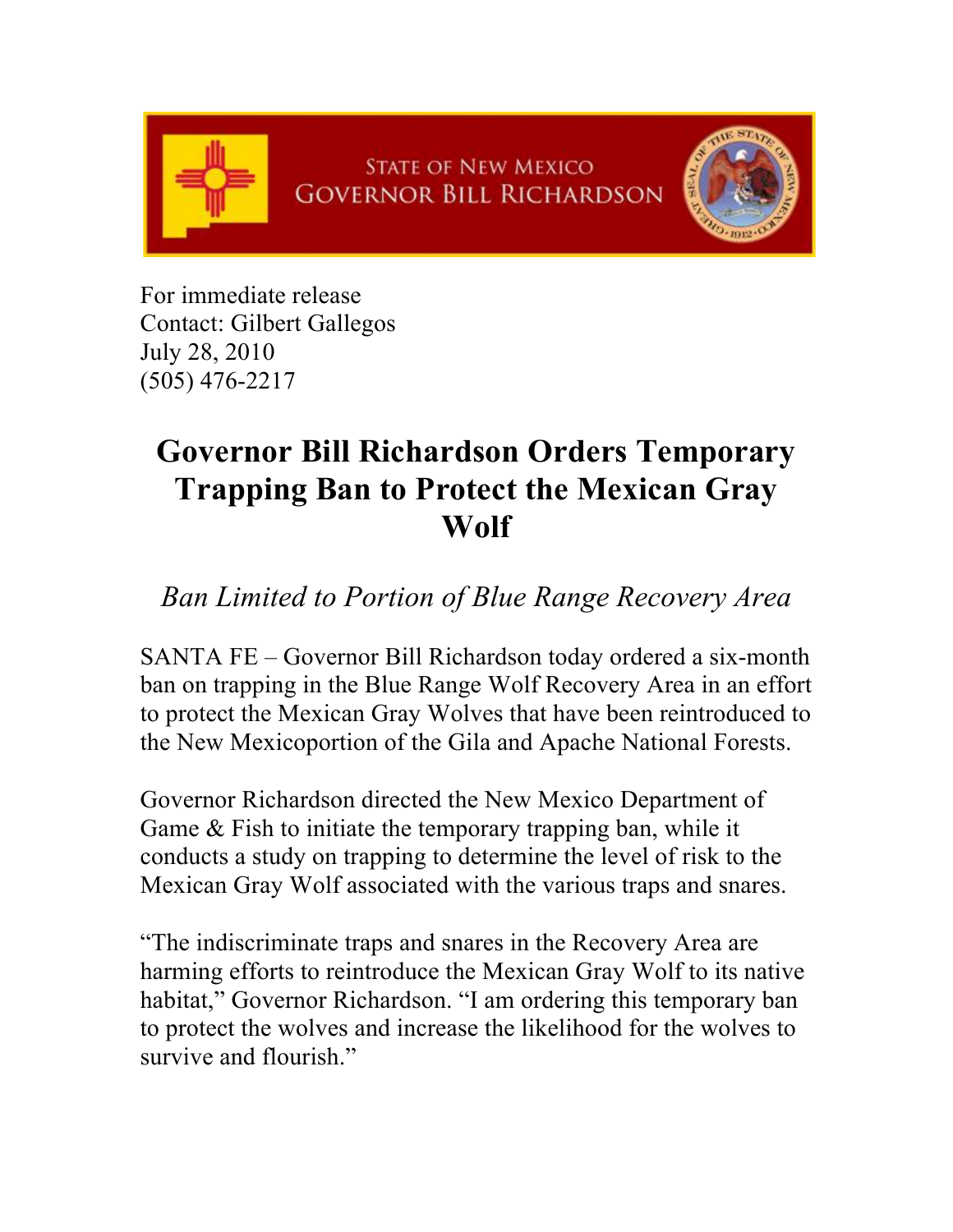STATE OF NEW MEXICO
GOVERNOR BILL RICHARDSON

For immediate release
Contact: Gilbert Gallegos
July 28, 2010
(505) 476-2217

# Governor Bill Richardson Orders Temporary Trapping Ban to Protect the Mexican Gray Wolf

*Ban Limited to Portion of Blue Range Recovery Area*

SANTA FE – Governor Bill Richardson today ordered a six-month ban on trapping in the Blue Range Wolf Recovery Area in an effort to protect the Mexican Gray Wolves that have been reintroduced to the New Mexicoportion of the Gila and Apache National Forests.

Governor Richardson directed the New Mexico Department of Game & Fish to initiate the temporary trapping ban, while it conducts a study on trapping to determine the level of risk to the Mexican Gray Wolf associated with the various traps and snares.

"The indiscriminate traps and snares in the Recovery Area are harming efforts to reintroduce the Mexican Gray Wolf to its native habitat," Governor Richardson. "I am ordering this temporary ban to protect the wolves and increase the likelihood for the wolves to survive and flourish."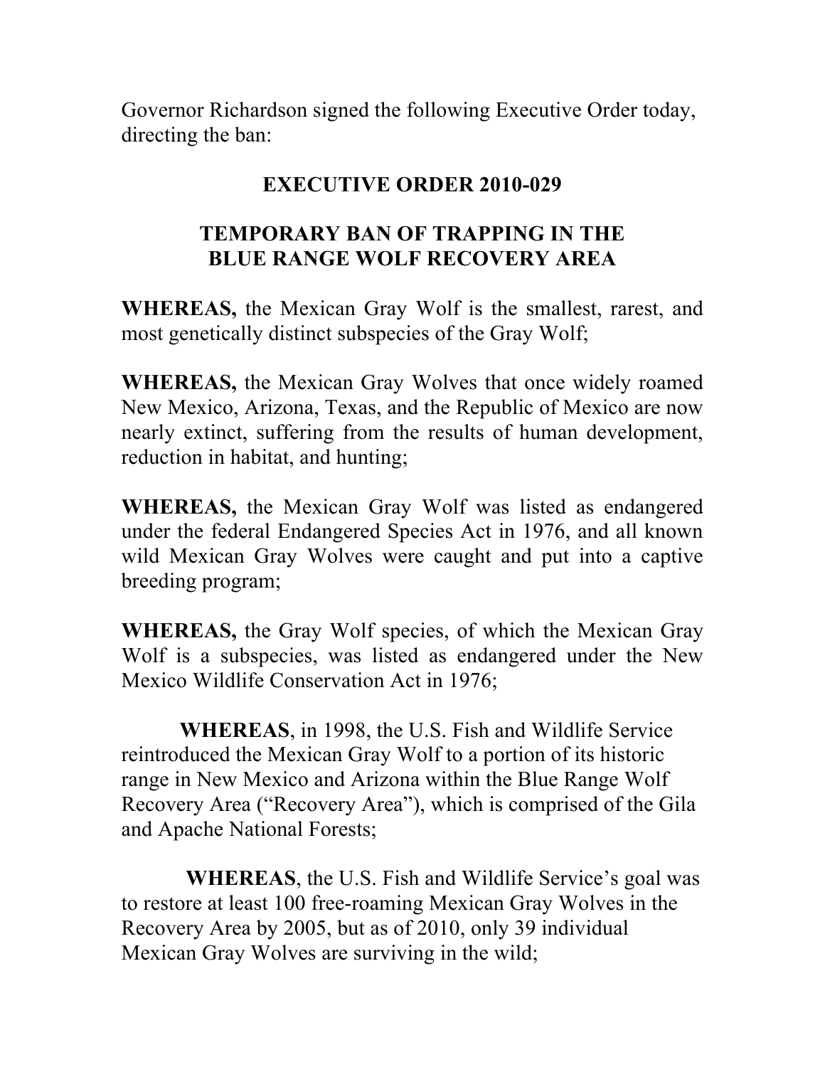Governor Richardson signed the following Executive Order today, directing the ban:

## EXECUTIVE ORDER 2010-029

## TEMPORARY BAN OF TRAPPING IN THE BLUE RANGE WOLF RECOVERY AREA

**WHEREAS,** the Mexican Gray Wolf is the smallest, rarest, and most genetically distinct subspecies of the Gray Wolf;

**WHEREAS,** the Mexican Gray Wolves that once widely roamed New Mexico, Arizona, Texas, and the Republic of Mexico are now nearly extinct, suffering from the results of human development, reduction in habitat, and hunting;

**WHEREAS,** the Mexican Gray Wolf was listed as endangered under the federal Endangered Species Act in 1976, and all known wild Mexican Gray Wolves were caught and put into a captive breeding program;

**WHEREAS,** the Gray Wolf species, of which the Mexican Gray Wolf is a subspecies, was listed as endangered under the New Mexico Wildlife Conservation Act in 1976;

**WHEREAS**, in 1998, the U.S. Fish and Wildlife Service reintroduced the Mexican Gray Wolf to a portion of its historic range in New Mexico and Arizona within the Blue Range Wolf Recovery Area ("Recovery Area"), which is comprised of the Gila and Apache National Forests;

**WHEREAS**, the U.S. Fish and Wildlife Service's goal was to restore at least 100 free-roaming Mexican Gray Wolves in the Recovery Area by 2005, but as of 2010, only 39 individual Mexican Gray Wolves are surviving in the wild;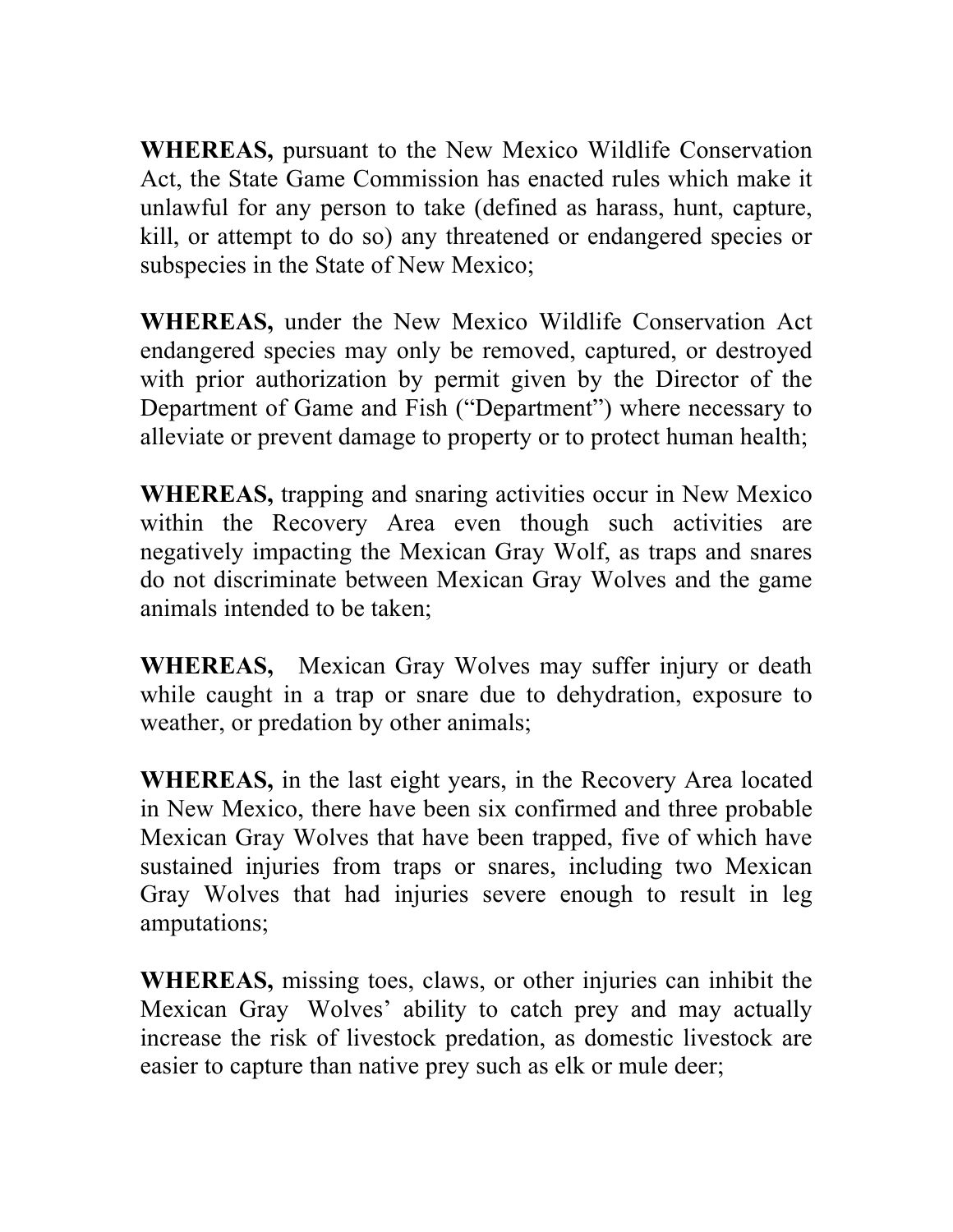**WHEREAS,** pursuant to the New Mexico Wildlife Conservation Act, the State Game Commission has enacted rules which make it unlawful for any person to take (defined as harass, hunt, capture, kill, or attempt to do so) any threatened or endangered species or subspecies in the State of New Mexico;

**WHEREAS,** under the New Mexico Wildlife Conservation Act endangered species may only be removed, captured, or destroyed with prior authorization by permit given by the Director of the Department of Game and Fish ("Department") where necessary to alleviate or prevent damage to property or to protect human health;

**WHEREAS,** trapping and snaring activities occur in New Mexico within the Recovery Area even though such activities are negatively impacting the Mexican Gray Wolf, as traps and snares do not discriminate between Mexican Gray Wolves and the game animals intended to be taken;

**WHEREAS,** Mexican Gray Wolves may suffer injury or death while caught in a trap or snare due to dehydration, exposure to weather, or predation by other animals;

**WHEREAS,** in the last eight years, in the Recovery Area located in New Mexico, there have been six confirmed and three probable Mexican Gray Wolves that have been trapped, five of which have sustained injuries from traps or snares, including two Mexican Gray Wolves that had injuries severe enough to result in leg amputations;

**WHEREAS,** missing toes, claws, or other injuries can inhibit the Mexican Gray Wolves' ability to catch prey and may actually increase the risk of livestock predation, as domestic livestock are easier to capture than native prey such as elk or mule deer;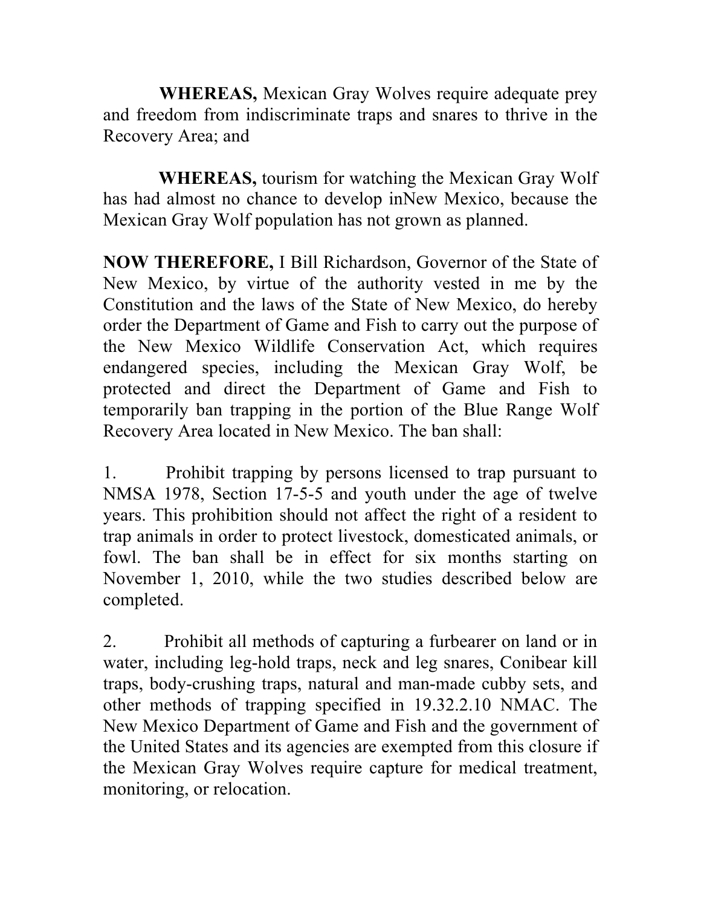**WHEREAS,** Mexican Gray Wolves require adequate prey and freedom from indiscriminate traps and snares to thrive in the Recovery Area; and

**WHEREAS,** tourism for watching the Mexican Gray Wolf has had almost no chance to develop inNew Mexico, because the Mexican Gray Wolf population has not grown as planned.

**NOW THEREFORE,** I Bill Richardson, Governor of the State of New Mexico, by virtue of the authority vested in me by the Constitution and the laws of the State of New Mexico, do hereby order the Department of Game and Fish to carry out the purpose of the New Mexico Wildlife Conservation Act, which requires endangered species, including the Mexican Gray Wolf, be protected and direct the Department of Game and Fish to temporarily ban trapping in the portion of the Blue Range Wolf Recovery Area located in New Mexico. The ban shall:

1. Prohibit trapping by persons licensed to trap pursuant to NMSA 1978, Section 17-5-5 and youth under the age of twelve years. This prohibition should not affect the right of a resident to trap animals in order to protect livestock, domesticated animals, or fowl. The ban shall be in effect for six months starting on November 1, 2010, while the two studies described below are completed.

2. Prohibit all methods of capturing a furbearer on land or in water, including leg-hold traps, neck and leg snares, Conibear kill traps, body-crushing traps, natural and man-made cubby sets, and other methods of trapping specified in 19.32.2.10 NMAC. The New Mexico Department of Game and Fish and the government of the United States and its agencies are exempted from this closure if the Mexican Gray Wolves require capture for medical treatment, monitoring, or relocation.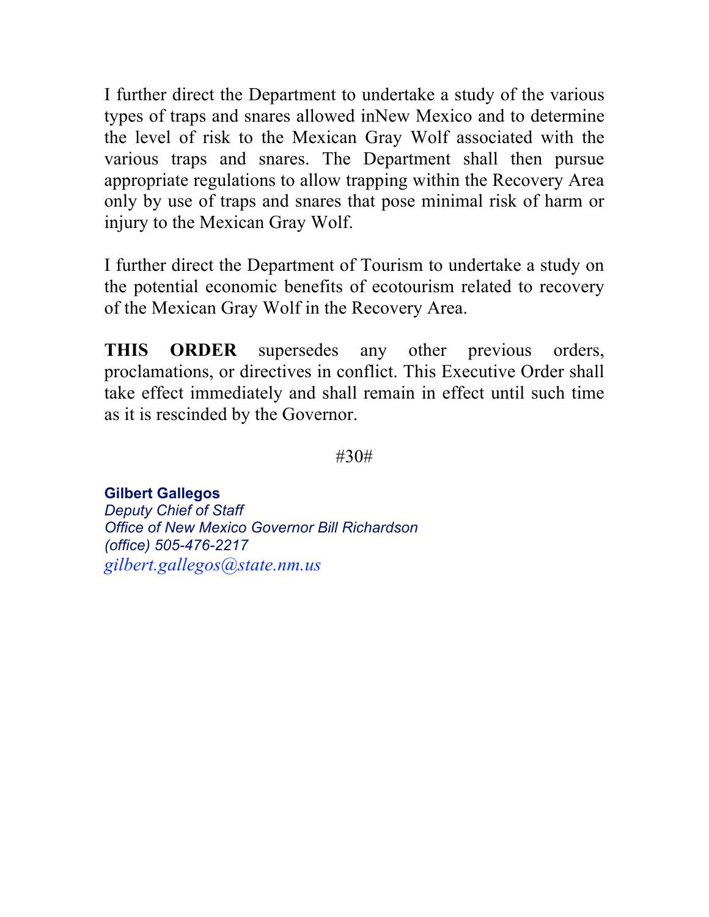I further direct the Department to undertake a study of the various types of traps and snares allowed inNew Mexico and to determine the level of risk to the Mexican Gray Wolf associated with the various traps and snares. The Department shall then pursue appropriate regulations to allow trapping within the Recovery Area only by use of traps and snares that pose minimal risk of harm or injury to the Mexican Gray Wolf.

I further direct the Department of Tourism to undertake a study on the potential economic benefits of ecotourism related to recovery of the Mexican Gray Wolf in the Recovery Area.

**THIS ORDER** supersedes any other previous orders, proclamations, or directives in conflict. This Executive Order shall take effect immediately and shall remain in effect until such time as it is rescinded by the Governor.

#30#

**Gilbert Gallegos**
*Deputy Chief of Staff*
*Office of New Mexico Governor Bill Richardson*
*(office) 505-476-2217*
*gilbert.gallegos@state.nm.us*